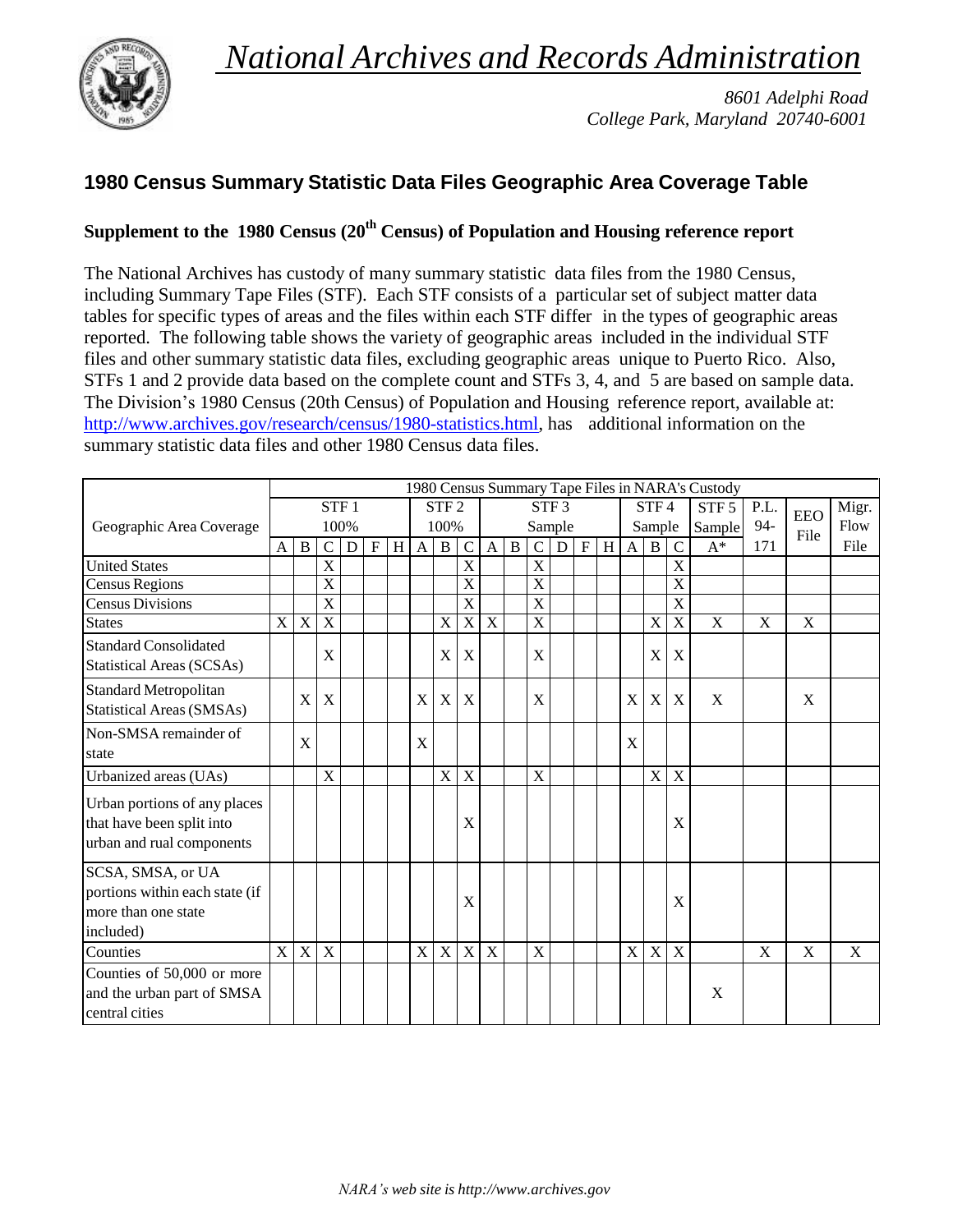# 1980 Census Summary Statistic Data Files Geographic Area Coverage Table

## Supplement to the 1980 Census (20th Census) of Population and Housing reference report

The National Archives has custody of many summary statistic data files from the 1980 Census, including Summary Tape Files (STF). Each STF consists of a particular set of subject matter data tables for specific types of areas and the files within each STF differ in the types of geographic areas reported. The following table shows the variety of geographic areas included in the individual STF files and other summary statistic data files, excluding geographic areas unique to Puerto Rico. Also, STFs 1 and 2 provide data based on the complete count and STFs 3, 4, and 5 are based on sample data. The Division's 1980 Census (20th Census) of Population and Housing reference report, available at: http://www.archives.gov/research/census/1980-statistics.html, has additional information on the summary statistic data files and other 1980 Census data files.

| | 1980 Census Summary Tape Files in NARA's Custody | | | | | | | | | | | | | | | | | | | | | |
|---|---|---|---|---|---|---|---|---|---|---|---|---|---|---|---|---|---|---|---|---|---|---|
| Geographic Area Coverage | STF 1 100% | | | | | | STF 2 100% | | | STF 3 Sample | | | | | | STF 4 Sample | | | STF 5 Sample | P.L. 94-171 | EEO File | Migr. Flow File |
| | A | B | C | D | F | H | A | B | C | A | B | C | D | F | H | A | B | C | A* | | | |
| United States | | | X | | | | | | X | | | X | | | | | | X | | | | |
| Census Regions | | | X | | | | | | X | | | X | | | | | | X | | | | |
| Census Divisions | | | X | | | | | | X | | | X | | | | | | X | | | | |
| States | X | X | X | | | | | X | X | X | | X | | | | | X | X | X | X | X | |
| Standard Consolidated Statistical Areas (SCSAs) | | | X | | | | | X | X | | | X | | | | | X | X | | | | |
| Standard Metropolitan Statistical Areas (SMSAs) | | X | X | | | | X | X | X | | | X | | | | X | X | X | X | | X | |
| Non-SMSA remainder of state | | X | | | | | X | | | | | | | | | X | | | | | | |
| Urbanized areas (UAs) | | | X | | | | | X | X | | | X | | | | | X | X | | | | |
| Urban portions of any places that have been split into urban and rual components | | | | | | | | | X | | | | | | | | | X | | | | |
| SCSA, SMSA, or UA portions within each state (if more than one state included) | | | | | | | | | X | | | | | | | | | X | | | | |
| Counties | X | X | X | | | | X | X | X | X | | X | | | | X | X | X | | X | X | X |
| Counties of 50,000 or more and the urban part of SMSA central cities | | | | | | | | | | | | | | | | | | | X | | | |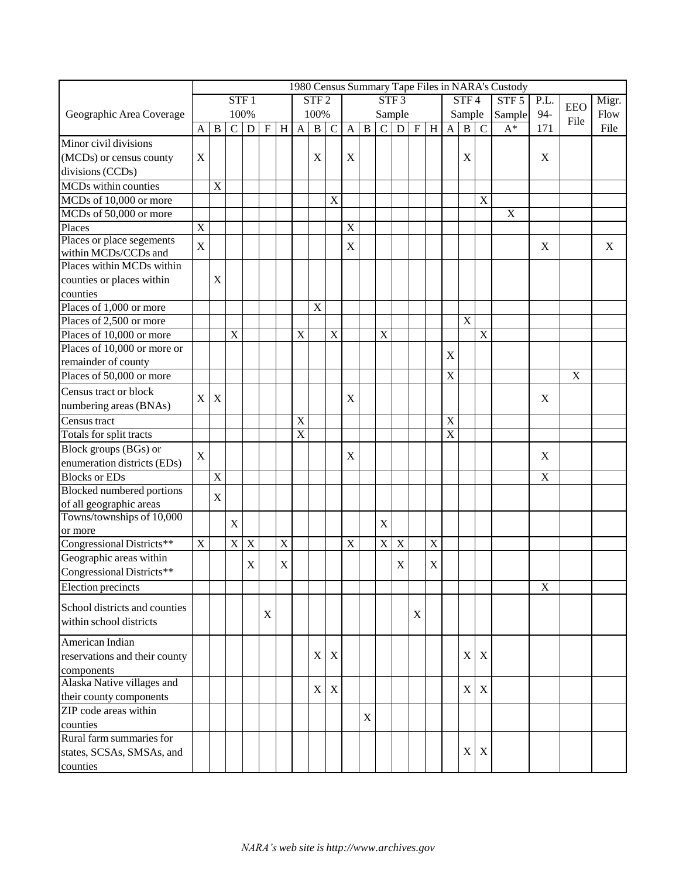| Geographic Area Coverage | 1980 Census Summary Tape Files in NARA's Custody | | | | | | | | | | | | | | | | | | | | | |
|---|---|---|---|---|---|---|---|---|---|---|---|---|---|---|---|---|---|---|---|---|---|---|
| | STF 1 100% | | | | | | STF 2 100% | | | STF 3 Sample | | | | | | STF 4 Sample | | | STF 5 Sample | P.L. 94-171 | EEO File | Migr. Flow File |
| | A | B | C | D | F | H | A | B | C | A | B | C | D | F | H | A | B | C | A* | | | |
| Minor civil divisions (MCDs) or census county divisions (CCDs) | X | | | | | | | X | | X | | | | | | | X | | | X | | |
| MCDs within counties | | X | | | | | | | | | | | | | | | | | | | | |
| MCDs of 10,000 or more | | | | | | | | | X | | | | | | | | | X | | | | |
| MCDs of 50,000 or more | | | | | | | | | | | | | | | | | | | X | | | |
| Places | X | | | | | | | | | X | | | | | | | | | | | | |
| Places or place segements within MCDs/CCDs and | X | | | | | | | | | X | | | | | | | | | | X | | X |
| Places within MCDs within counties or places within counties | | X | | | | | | | | | | | | | | | | | | | | |
| Places of 1,000 or more | | | | | | | | X | | | | | | | | | | | | | | |
| Places of 2,500 or more | | | | | | | | | | | | | | | | | X | | | | | |
| Places of 10,000 or more | | | X | | | | X | | X | | | X | | | | | | X | | | | |
| Places of 10,000 or more or remainder of county | | | | | | | | | | | | | | | | X | | | | | | |
| Places of 50,000 or more | | | | | | | | | | | | | | | | X | | | | | X | |
| Census tract or block numbering areas (BNAs) | X | X | | | | | | | | X | | | | | | | | | | X | | |
| Census tract | | | | | | | X | | | | | | | | | X | | | | | | |
| Totals for split tracts | | | | | | | X | | | | | | | | | X | | | | | | |
| Block groups (BGs) or enumeration districts (EDs) | X | | | | | | | | | X | | | | | | | | | | X | | |
| Blocks or EDs | | X | | | | | | | | | | | | | | | | | | X | | |
| Blocked numbered portions of all geographic areas | | X | | | | | | | | | | | | | | | | | | | | |
| Towns/townships of 10,000 or more | | | X | | | | | | | | | X | | | | | | | | | | |
| Congressional Districts** | X | | X | X | | X | | | | X | | X | X | | X | | | | | | | |
| Geographic areas within Congressional Districts** | | | | X | | X | | | | | | | X | | X | | | | | | | |
| Election precincts | | | | | | | | | | | | | | | | | | | | X | | |
| School districts and counties within school districts | | | | | X | | | | | | | | | X | | | | | | | | |
| American Indian reservations and their county components | | | | | | | | X | X | | | | | | | | X | X | | | | |
| Alaska Native villages and their county components | | | | | | | | X | X | | | | | | | | X | X | | | | |
| ZIP code areas within counties | | | | | | | | | | | X | | | | | | | | | | | |
| Rural farm summaries for states, SCSAs, SMSAs, and counties | | | | | | | | | | | | | | | | | X | X | | | | |

*NARA's web site is http://www.archives.gov*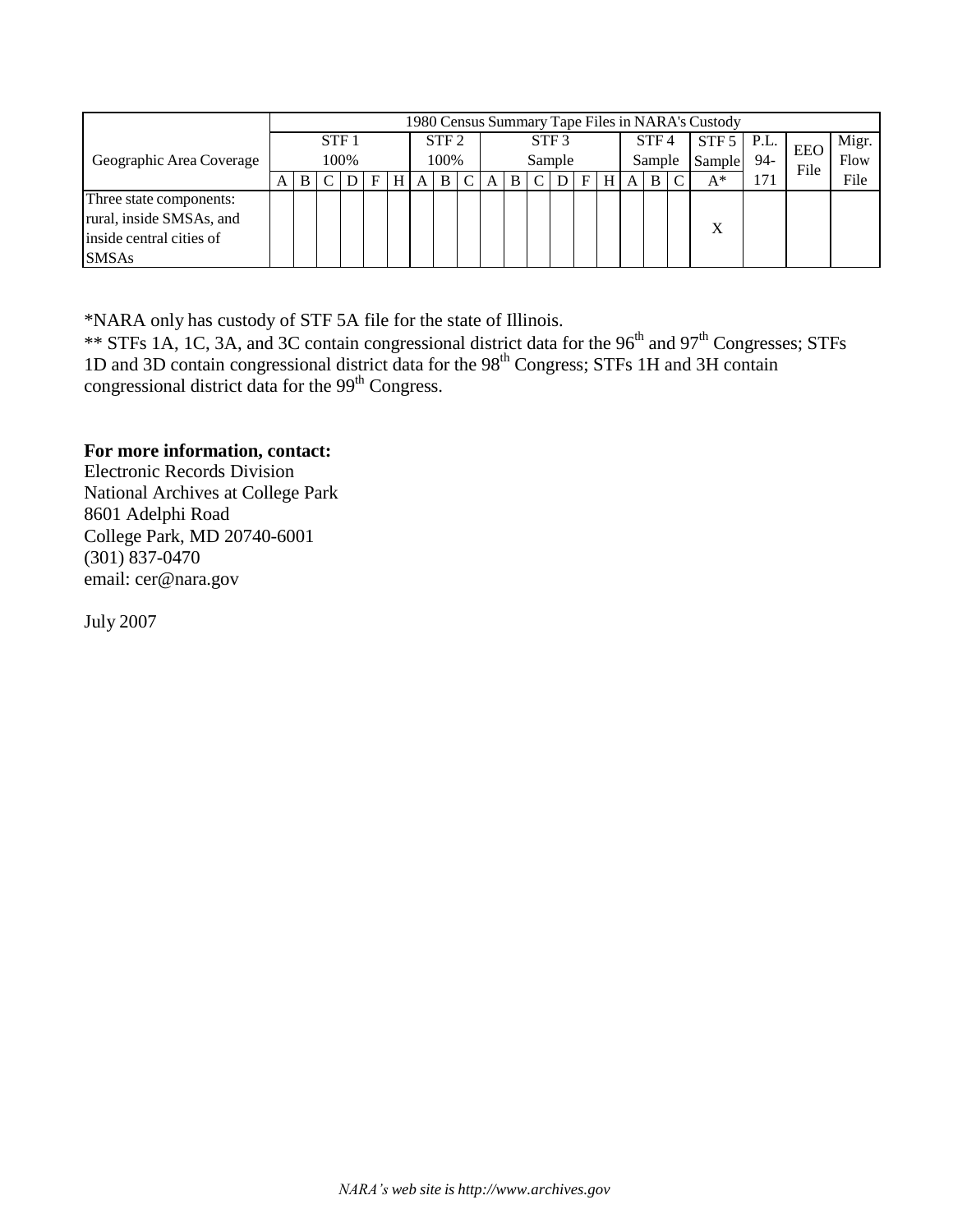| Geographic Area Coverage | 1980 Census Summary Tape Files in NARA's Custody | | | | | | | | | | | | | | | | | | | | | |
|---|---|---|---|---|---|---|---|---|---|---|---|---|---|---|---|---|---|---|---|---|---|---|
| | STF 1 100% | | | | | | STF 2 100% | | | STF 3 Sample | | | | | | STF 4 Sample | | | STF 5 Sample | P.L. 94-171 | EEO File | Migr. Flow File |
| | A | B | C | D | F | H | A | B | C | A | B | C | D | F | H | A | B | C | A* | | | |
| Three state components: rural, inside SMSAs, and inside central cities of SMSAs | | | | | | | | | | | | | | | | | | | X | | | |

*NARA only has custody of STF 5A file for the state of Illinois.
** STFs 1A, 1C, 3A, and 3C contain congressional district data for the 96th and 97th Congresses; STFs 1D and 3D contain congressional district data for the 98th Congress; STFs 1H and 3H contain congressional district data for the 99th Congress.

**For more information, contact:**
Electronic Records Division
National Archives at College Park
8601 Adelphi Road
College Park, MD 20740-6001
(301) 837-0470
email: cer@nara.gov

July 2007

*NARA's web site is http://www.archives.gov*